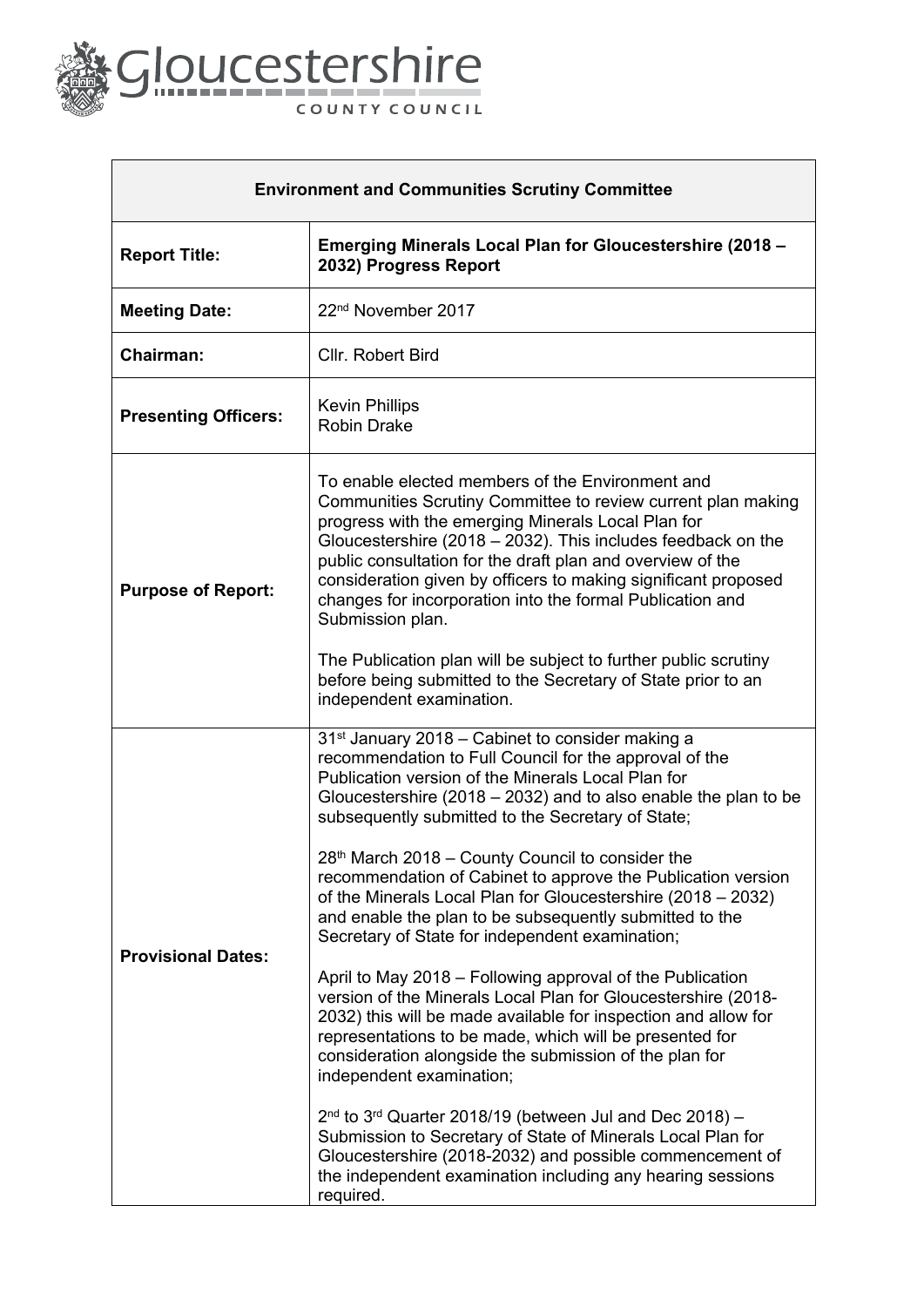Gloucestershire COUNTY COUNCIL

| Environment and Communities Scrutiny Committee | |
|---|---|
| **Report Title:** | **Emerging Minerals Local Plan for Gloucestershire (2018 – 2032) Progress Report** |
| **Meeting Date:** | 22nd November 2017 |
| **Chairman:** | Cllr. Robert Bird |
| **Presenting Officers:** | Kevin Phillips<br>Robin Drake |
| **Purpose of Report:** | To enable elected members of the Environment and Communities Scrutiny Committee to review current plan making progress with the emerging Minerals Local Plan for Gloucestershire (2018 – 2032). This includes feedback on the public consultation for the draft plan and overview of the consideration given by officers to making significant proposed changes for incorporation into the formal Publication and Submission plan.<br><br>The Publication plan will be subject to further public scrutiny before being submitted to the Secretary of State prior to an independent examination. |
| **Provisional Dates:** | 31st January 2018 – Cabinet to consider making a recommendation to Full Council for the approval of the Publication version of the Minerals Local Plan for Gloucestershire (2018 – 2032) and to also enable the plan to be subsequently submitted to the Secretary of State;<br><br>28th March 2018 – County Council to consider the recommendation of Cabinet to approve the Publication version of the Minerals Local Plan for Gloucestershire (2018 – 2032) and enable the plan to be subsequently submitted to the Secretary of State for independent examination;<br><br>April to May 2018 – Following approval of the Publication version of the Minerals Local Plan for Gloucestershire (2018-2032) this will be made available for inspection and allow for representations to be made, which will be presented for consideration alongside the submission of the plan for independent examination;<br><br>2nd to 3rd Quarter 2018/19 (between Jul and Dec 2018) – Submission to Secretary of State of Minerals Local Plan for Gloucestershire (2018-2032) and possible commencement of the independent examination including any hearing sessions required. |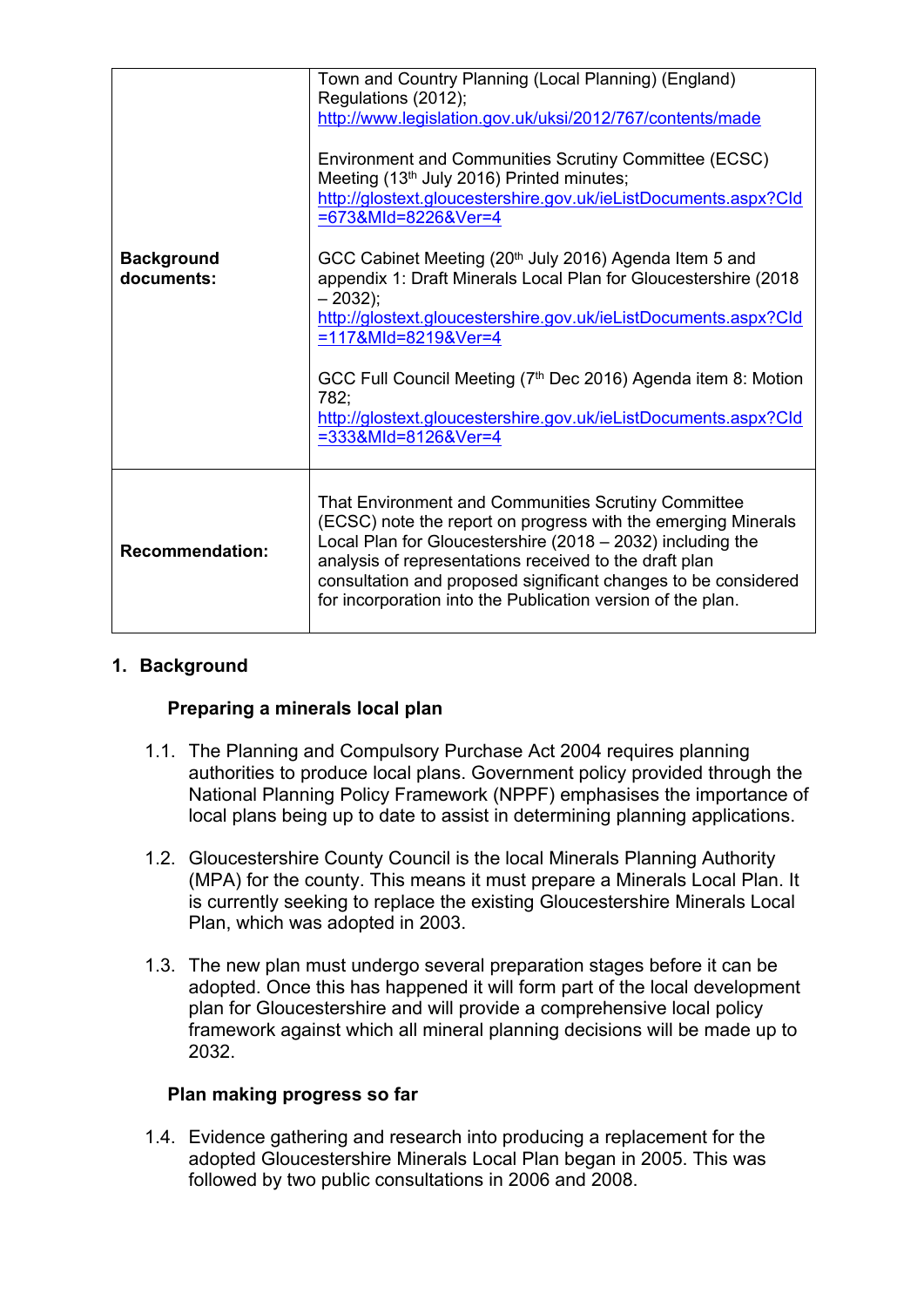| | |
|---|---|
| **Background documents:** | Town and Country Planning (Local Planning) (England) Regulations (2012); http://www.legislation.gov.uk/uksi/2012/767/contents/made<br><br>Environment and Communities Scrutiny Committee (ECSC) Meeting (13th July 2016) Printed minutes; http://glostext.gloucestershire.gov.uk/ieListDocuments.aspx?CId=673&MId=8226&Ver=4<br><br>GCC Cabinet Meeting (20th July 2016) Agenda Item 5 and appendix 1: Draft Minerals Local Plan for Gloucestershire (2018 – 2032); http://glostext.gloucestershire.gov.uk/ieListDocuments.aspx?CId=117&MId=8219&Ver=4<br><br>GCC Full Council Meeting (7th Dec 2016) Agenda item 8: Motion 782; http://glostext.gloucestershire.gov.uk/ieListDocuments.aspx?CId=333&MId=8126&Ver=4 |
| **Recommendation:** | That Environment and Communities Scrutiny Committee (ECSC) note the report on progress with the emerging Minerals Local Plan for Gloucestershire (2018 – 2032) including the analysis of representations received to the draft plan consultation and proposed significant changes to be considered for incorporation into the Publication version of the plan. |

## 1. Background

### Preparing a minerals local plan

1.1. The Planning and Compulsory Purchase Act 2004 requires planning authorities to produce local plans. Government policy provided through the National Planning Policy Framework (NPPF) emphasises the importance of local plans being up to date to assist in determining planning applications.

1.2. Gloucestershire County Council is the local Minerals Planning Authority (MPA) for the county. This means it must prepare a Minerals Local Plan. It is currently seeking to replace the existing Gloucestershire Minerals Local Plan, which was adopted in 2003.

1.3. The new plan must undergo several preparation stages before it can be adopted. Once this has happened it will form part of the local development plan for Gloucestershire and will provide a comprehensive local policy framework against which all mineral planning decisions will be made up to 2032.

### Plan making progress so far

1.4. Evidence gathering and research into producing a replacement for the adopted Gloucestershire Minerals Local Plan began in 2005. This was followed by two public consultations in 2006 and 2008.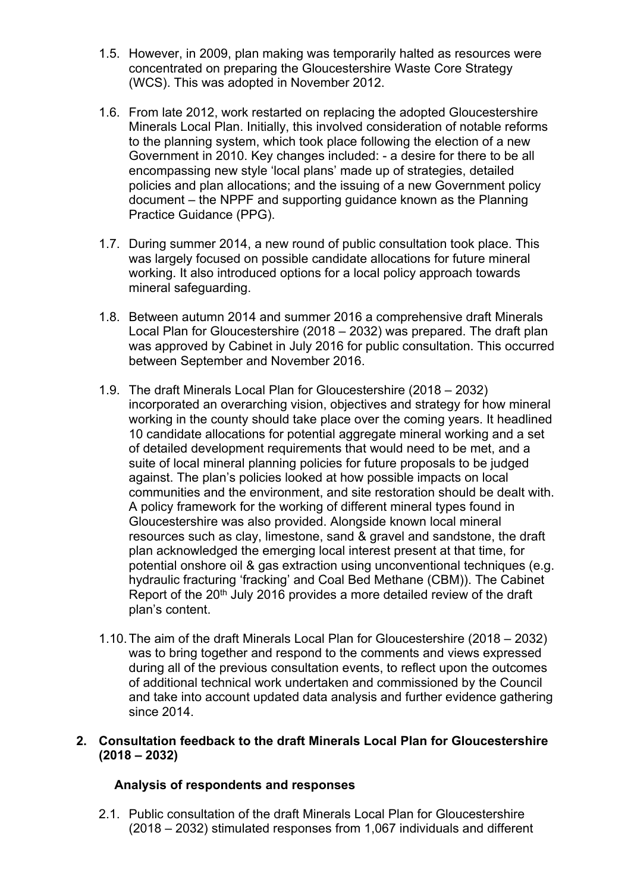1.5. However, in 2009, plan making was temporarily halted as resources were concentrated on preparing the Gloucestershire Waste Core Strategy (WCS). This was adopted in November 2012.

1.6. From late 2012, work restarted on replacing the adopted Gloucestershire Minerals Local Plan. Initially, this involved consideration of notable reforms to the planning system, which took place following the election of a new Government in 2010. Key changes included: - a desire for there to be all encompassing new style 'local plans' made up of strategies, detailed policies and plan allocations; and the issuing of a new Government policy document – the NPPF and supporting guidance known as the Planning Practice Guidance (PPG).

1.7. During summer 2014, a new round of public consultation took place. This was largely focused on possible candidate allocations for future mineral working. It also introduced options for a local policy approach towards mineral safeguarding.

1.8. Between autumn 2014 and summer 2016 a comprehensive draft Minerals Local Plan for Gloucestershire (2018 – 2032) was prepared. The draft plan was approved by Cabinet in July 2016 for public consultation. This occurred between September and November 2016.

1.9. The draft Minerals Local Plan for Gloucestershire (2018 – 2032) incorporated an overarching vision, objectives and strategy for how mineral working in the county should take place over the coming years. It headlined 10 candidate allocations for potential aggregate mineral working and a set of detailed development requirements that would need to be met, and a suite of local mineral planning policies for future proposals to be judged against. The plan's policies looked at how possible impacts on local communities and the environment, and site restoration should be dealt with. A policy framework for the working of different mineral types found in Gloucestershire was also provided. Alongside known local mineral resources such as clay, limestone, sand & gravel and sandstone, the draft plan acknowledged the emerging local interest present at that time, for potential onshore oil & gas extraction using unconventional techniques (e.g. hydraulic fracturing 'fracking' and Coal Bed Methane (CBM)). The Cabinet Report of the 20th July 2016 provides a more detailed review of the draft plan's content.

1.10. The aim of the draft Minerals Local Plan for Gloucestershire (2018 – 2032) was to bring together and respond to the comments and views expressed during all of the previous consultation events, to reflect upon the outcomes of additional technical work undertaken and commissioned by the Council and take into account updated data analysis and further evidence gathering since 2014.

## 2. Consultation feedback to the draft Minerals Local Plan for Gloucestershire (2018 – 2032)

### Analysis of respondents and responses

2.1. Public consultation of the draft Minerals Local Plan for Gloucestershire (2018 – 2032) stimulated responses from 1,067 individuals and different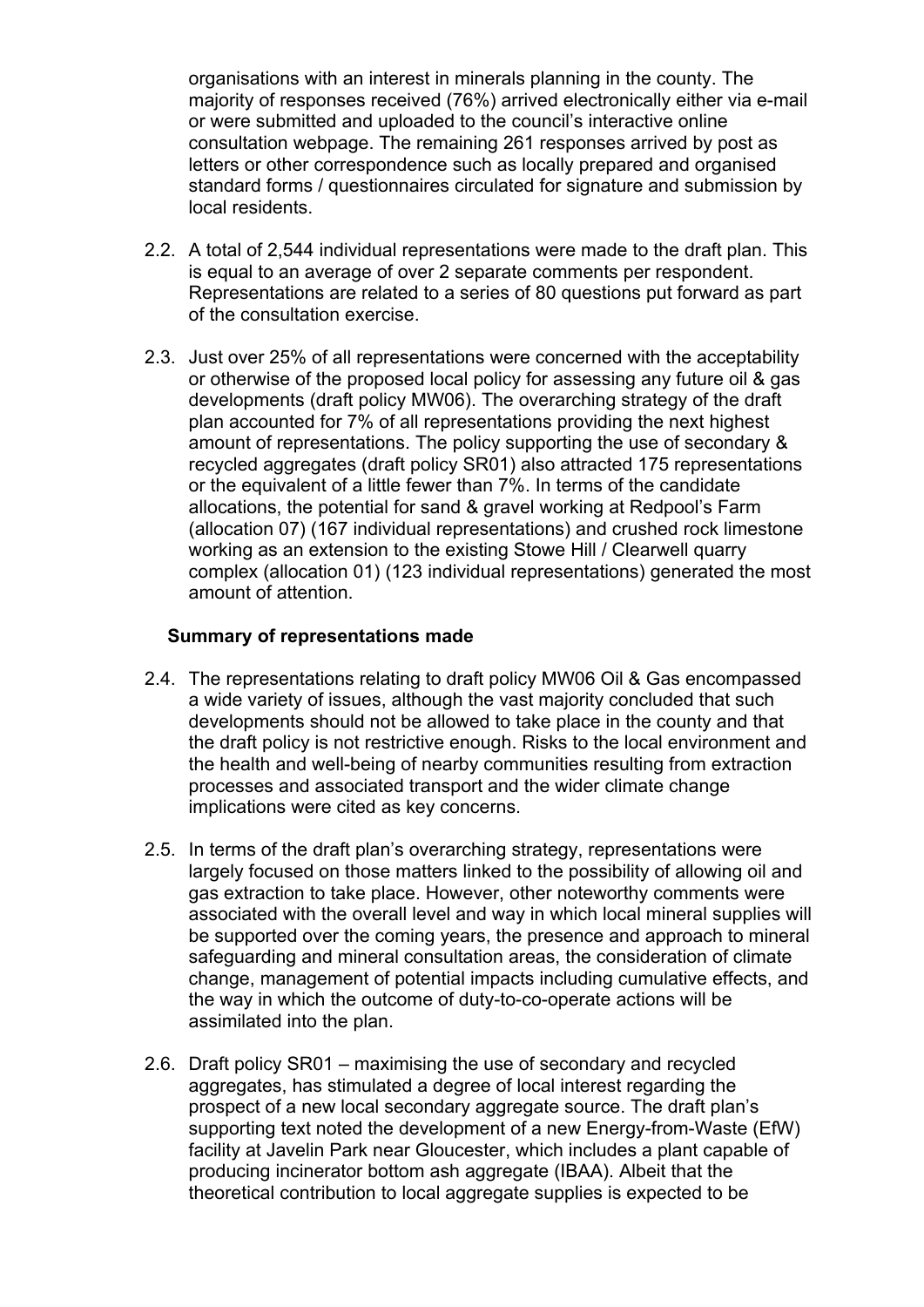organisations with an interest in minerals planning in the county. The majority of responses received (76%) arrived electronically either via e-mail or were submitted and uploaded to the council's interactive online consultation webpage. The remaining 261 responses arrived by post as letters or other correspondence such as locally prepared and organised standard forms / questionnaires circulated for signature and submission by local residents.

2.2. A total of 2,544 individual representations were made to the draft plan. This is equal to an average of over 2 separate comments per respondent. Representations are related to a series of 80 questions put forward as part of the consultation exercise.

2.3. Just over 25% of all representations were concerned with the acceptability or otherwise of the proposed local policy for assessing any future oil & gas developments (draft policy MW06). The overarching strategy of the draft plan accounted for 7% of all representations providing the next highest amount of representations. The policy supporting the use of secondary & recycled aggregates (draft policy SR01) also attracted 175 representations or the equivalent of a little fewer than 7%. In terms of the candidate allocations, the potential for sand & gravel working at Redpool's Farm (allocation 07) (167 individual representations) and crushed rock limestone working as an extension to the existing Stowe Hill / Clearwell quarry complex (allocation 01) (123 individual representations) generated the most amount of attention.

**Summary of representations made**

2.4. The representations relating to draft policy MW06 Oil & Gas encompassed a wide variety of issues, although the vast majority concluded that such developments should not be allowed to take place in the county and that the draft policy is not restrictive enough. Risks to the local environment and the health and well-being of nearby communities resulting from extraction processes and associated transport and the wider climate change implications were cited as key concerns.

2.5. In terms of the draft plan's overarching strategy, representations were largely focused on those matters linked to the possibility of allowing oil and gas extraction to take place. However, other noteworthy comments were associated with the overall level and way in which local mineral supplies will be supported over the coming years, the presence and approach to mineral safeguarding and mineral consultation areas, the consideration of climate change, management of potential impacts including cumulative effects, and the way in which the outcome of duty-to-co-operate actions will be assimilated into the plan.

2.6. Draft policy SR01 – maximising the use of secondary and recycled aggregates, has stimulated a degree of local interest regarding the prospect of a new local secondary aggregate source. The draft plan's supporting text noted the development of a new Energy-from-Waste (EfW) facility at Javelin Park near Gloucester, which includes a plant capable of producing incinerator bottom ash aggregate (IBAA). Albeit that the theoretical contribution to local aggregate supplies is expected to be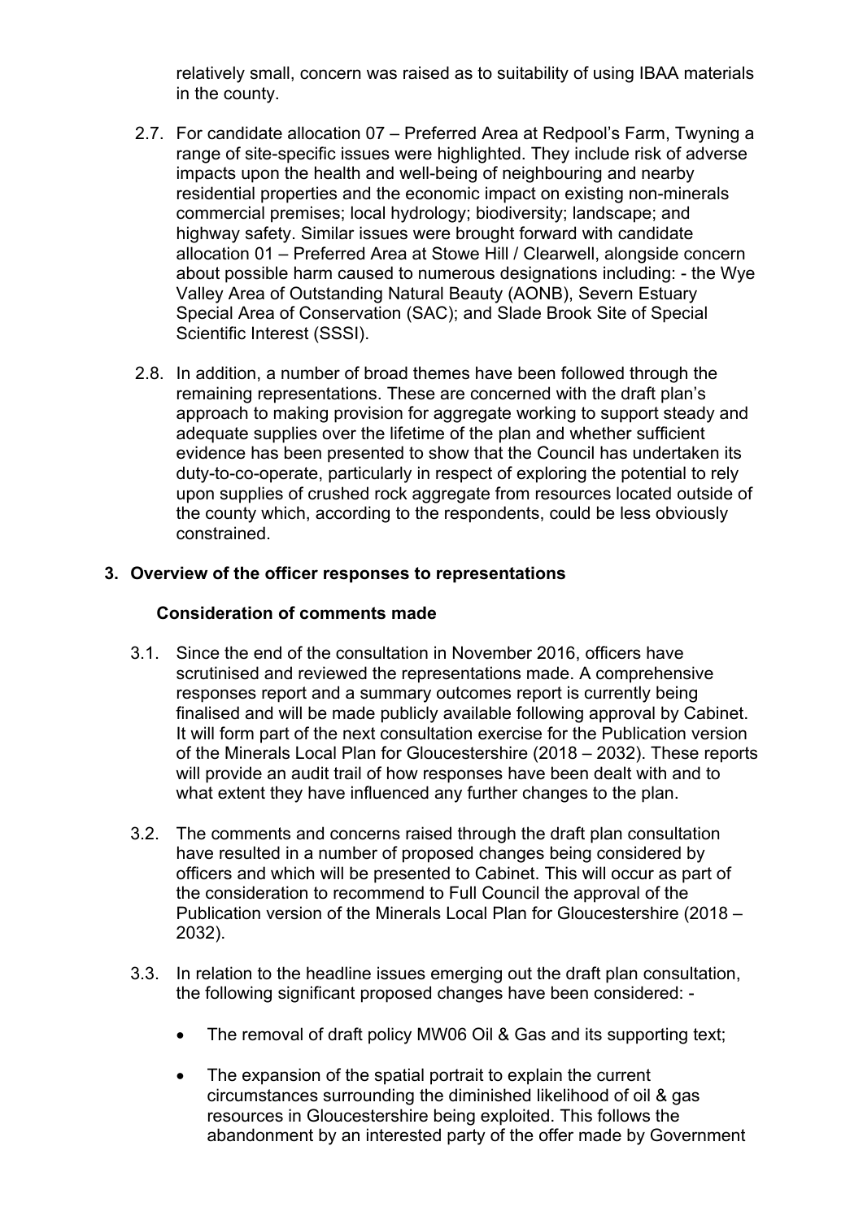relatively small, concern was raised as to suitability of using IBAA materials in the county.

2.7. For candidate allocation 07 – Preferred Area at Redpool's Farm, Twyning a range of site-specific issues were highlighted. They include risk of adverse impacts upon the health and well-being of neighbouring and nearby residential properties and the economic impact on existing non-minerals commercial premises; local hydrology; biodiversity; landscape; and highway safety. Similar issues were brought forward with candidate allocation 01 – Preferred Area at Stowe Hill / Clearwell, alongside concern about possible harm caused to numerous designations including: - the Wye Valley Area of Outstanding Natural Beauty (AONB), Severn Estuary Special Area of Conservation (SAC); and Slade Brook Site of Special Scientific Interest (SSSI).

2.8. In addition, a number of broad themes have been followed through the remaining representations. These are concerned with the draft plan's approach to making provision for aggregate working to support steady and adequate supplies over the lifetime of the plan and whether sufficient evidence has been presented to show that the Council has undertaken its duty-to-co-operate, particularly in respect of exploring the potential to rely upon supplies of crushed rock aggregate from resources located outside of the county which, according to the respondents, could be less obviously constrained.

## 3. Overview of the officer responses to representations

### Consideration of comments made

3.1. Since the end of the consultation in November 2016, officers have scrutinised and reviewed the representations made. A comprehensive responses report and a summary outcomes report is currently being finalised and will be made publicly available following approval by Cabinet. It will form part of the next consultation exercise for the Publication version of the Minerals Local Plan for Gloucestershire (2018 – 2032). These reports will provide an audit trail of how responses have been dealt with and to what extent they have influenced any further changes to the plan.

3.2. The comments and concerns raised through the draft plan consultation have resulted in a number of proposed changes being considered by officers and which will be presented to Cabinet. This will occur as part of the consideration to recommend to Full Council the approval of the Publication version of the Minerals Local Plan for Gloucestershire (2018 – 2032).

3.3. In relation to the headline issues emerging out the draft plan consultation, the following significant proposed changes have been considered: -

- The removal of draft policy MW06 Oil & Gas and its supporting text;
- The expansion of the spatial portrait to explain the current circumstances surrounding the diminished likelihood of oil & gas resources in Gloucestershire being exploited. This follows the abandonment by an interested party of the offer made by Government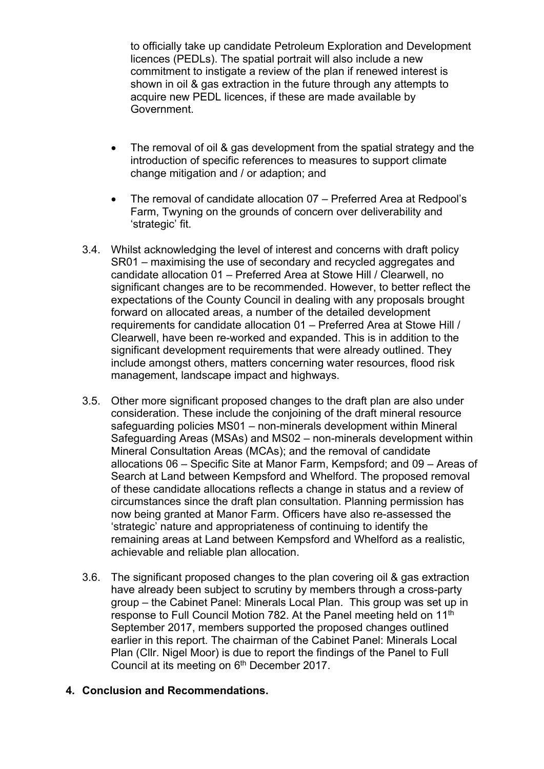to officially take up candidate Petroleum Exploration and Development licences (PEDLs). The spatial portrait will also include a new commitment to instigate a review of the plan if renewed interest is shown in oil & gas extraction in the future through any attempts to acquire new PEDL licences, if these are made available by Government.

- The removal of oil & gas development from the spatial strategy and the introduction of specific references to measures to support climate change mitigation and / or adaption; and
- The removal of candidate allocation 07 – Preferred Area at Redpool's Farm, Twyning on the grounds of concern over deliverability and 'strategic' fit.

3.4. Whilst acknowledging the level of interest and concerns with draft policy SR01 – maximising the use of secondary and recycled aggregates and candidate allocation 01 – Preferred Area at Stowe Hill / Clearwell, no significant changes are to be recommended. However, to better reflect the expectations of the County Council in dealing with any proposals brought forward on allocated areas, a number of the detailed development requirements for candidate allocation 01 – Preferred Area at Stowe Hill / Clearwell, have been re-worked and expanded. This is in addition to the significant development requirements that were already outlined. They include amongst others, matters concerning water resources, flood risk management, landscape impact and highways.

3.5. Other more significant proposed changes to the draft plan are also under consideration. These include the conjoining of the draft mineral resource safeguarding policies MS01 – non-minerals development within Mineral Safeguarding Areas (MSAs) and MS02 – non-minerals development within Mineral Consultation Areas (MCAs); and the removal of candidate allocations 06 – Specific Site at Manor Farm, Kempsford; and 09 – Areas of Search at Land between Kempsford and Whelford. The proposed removal of these candidate allocations reflects a change in status and a review of circumstances since the draft plan consultation. Planning permission has now being granted at Manor Farm. Officers have also re-assessed the 'strategic' nature and appropriateness of continuing to identify the remaining areas at Land between Kempsford and Whelford as a realistic, achievable and reliable plan allocation.

3.6. The significant proposed changes to the plan covering oil & gas extraction have already been subject to scrutiny by members through a cross-party group – the Cabinet Panel: Minerals Local Plan. This group was set up in response to Full Council Motion 782. At the Panel meeting held on 11th September 2017, members supported the proposed changes outlined earlier in this report. The chairman of the Cabinet Panel: Minerals Local Plan (Cllr. Nigel Moor) is due to report the findings of the Panel to Full Council at its meeting on 6th December 2017.

## 4. Conclusion and Recommendations.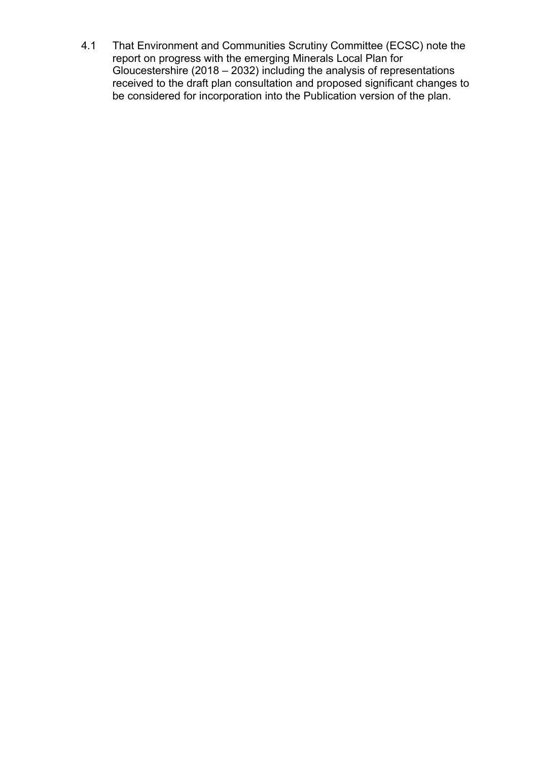4.1 That Environment and Communities Scrutiny Committee (ECSC) note the report on progress with the emerging Minerals Local Plan for Gloucestershire (2018 – 2032) including the analysis of representations received to the draft plan consultation and proposed significant changes to be considered for incorporation into the Publication version of the plan.